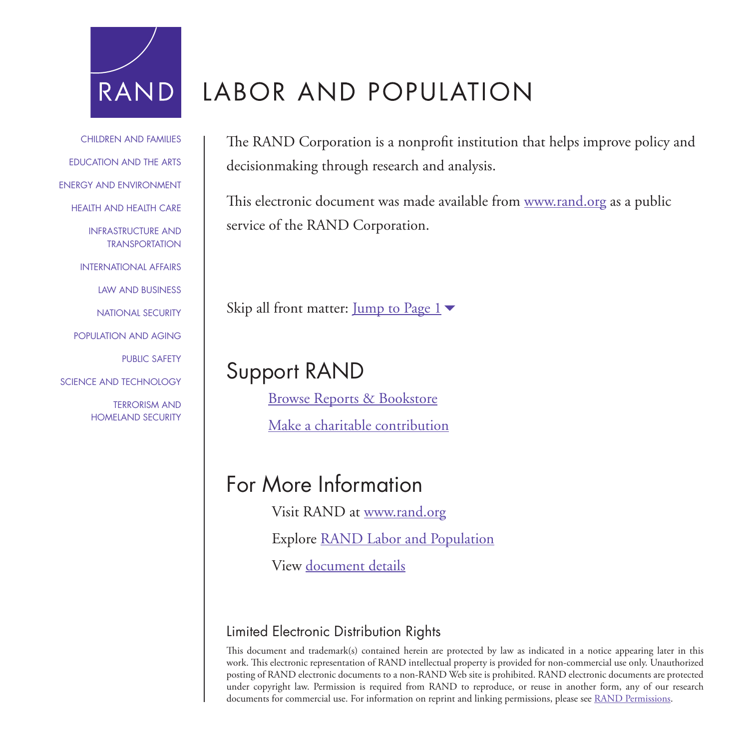RAND

# LABOR AND POPULATION

CHILDREN AND FAMILIES
EDUCATION AND THE ARTS
ENERGY AND ENVIRONMENT
HEALTH AND HEALTH CARE
INFRASTRUCTURE AND TRANSPORTATION
INTERNATIONAL AFFAIRS
LAW AND BUSINESS
NATIONAL SECURITY
POPULATION AND AGING
PUBLIC SAFETY
SCIENCE AND TECHNOLOGY
TERRORISM AND HOMELAND SECURITY

The RAND Corporation is a nonprofit institution that helps improve policy and decisionmaking through research and analysis.

This electronic document was made available from www.rand.org as a public service of the RAND Corporation.

Skip all front matter: Jump to Page 1

## Support RAND

Browse Reports & Bookstore

Make a charitable contribution

## For More Information

Visit RAND at www.rand.org

Explore RAND Labor and Population

View document details

### Limited Electronic Distribution Rights

This document and trademark(s) contained herein are protected by law as indicated in a notice appearing later in this work. This electronic representation of RAND intellectual property is provided for non-commercial use only. Unauthorized posting of RAND electronic documents to a non-RAND Web site is prohibited. RAND electronic documents are protected under copyright law. Permission is required from RAND to reproduce, or reuse in another form, any of our research documents for commercial use. For information on reprint and linking permissions, please see RAND Permissions.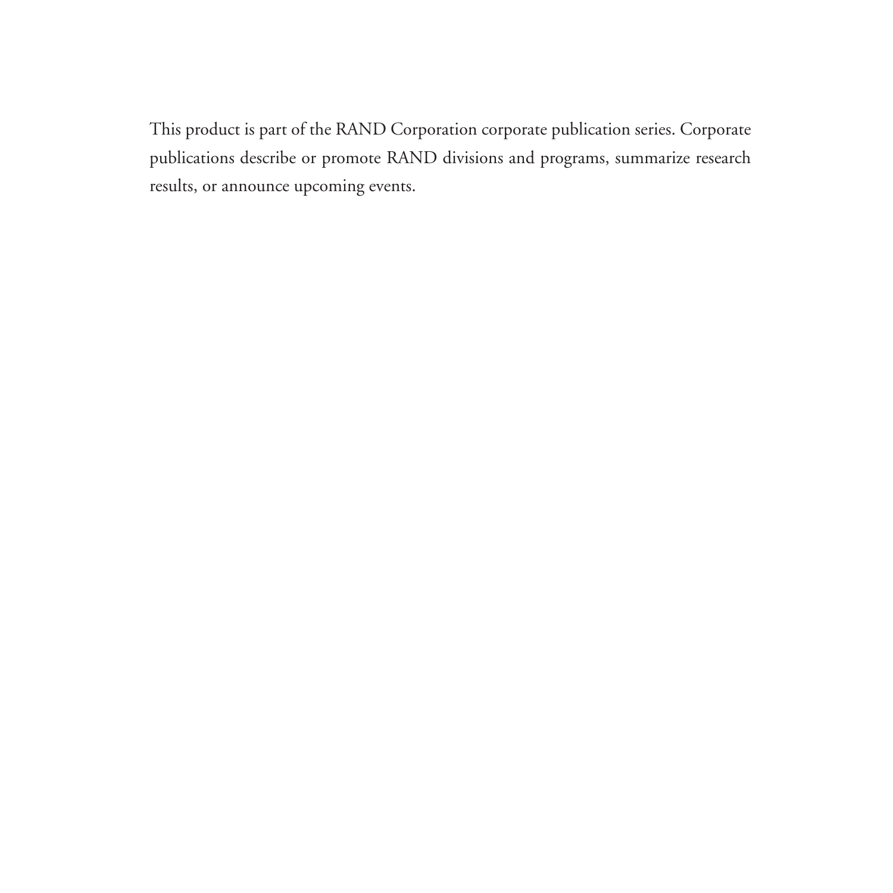This product is part of the RAND Corporation corporate publication series. Corporate publications describe or promote RAND divisions and programs, summarize research results, or announce upcoming events.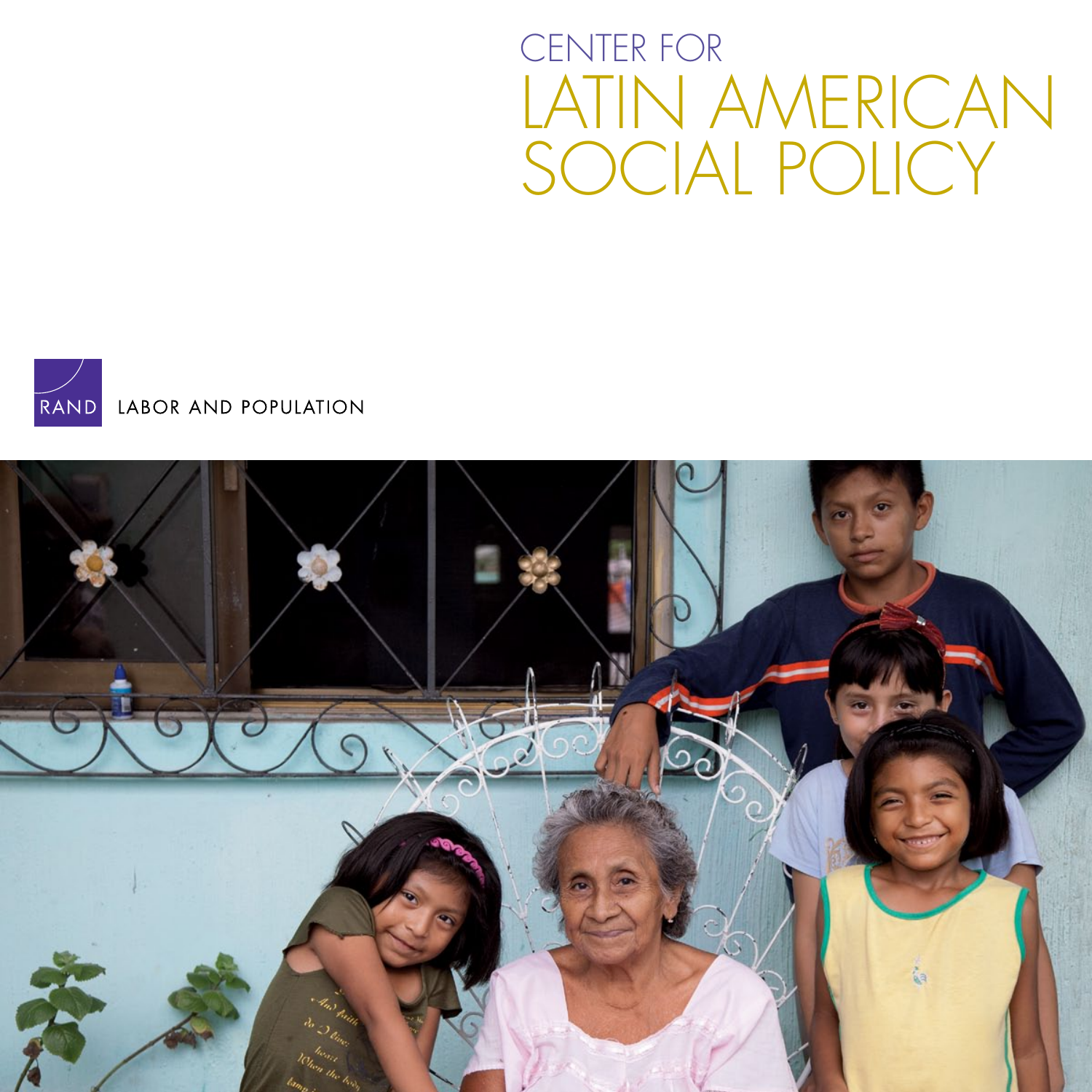# CENTER FOR LATIN AMERICAN SOCIAL POLICY

RAND LABOR AND POPULATION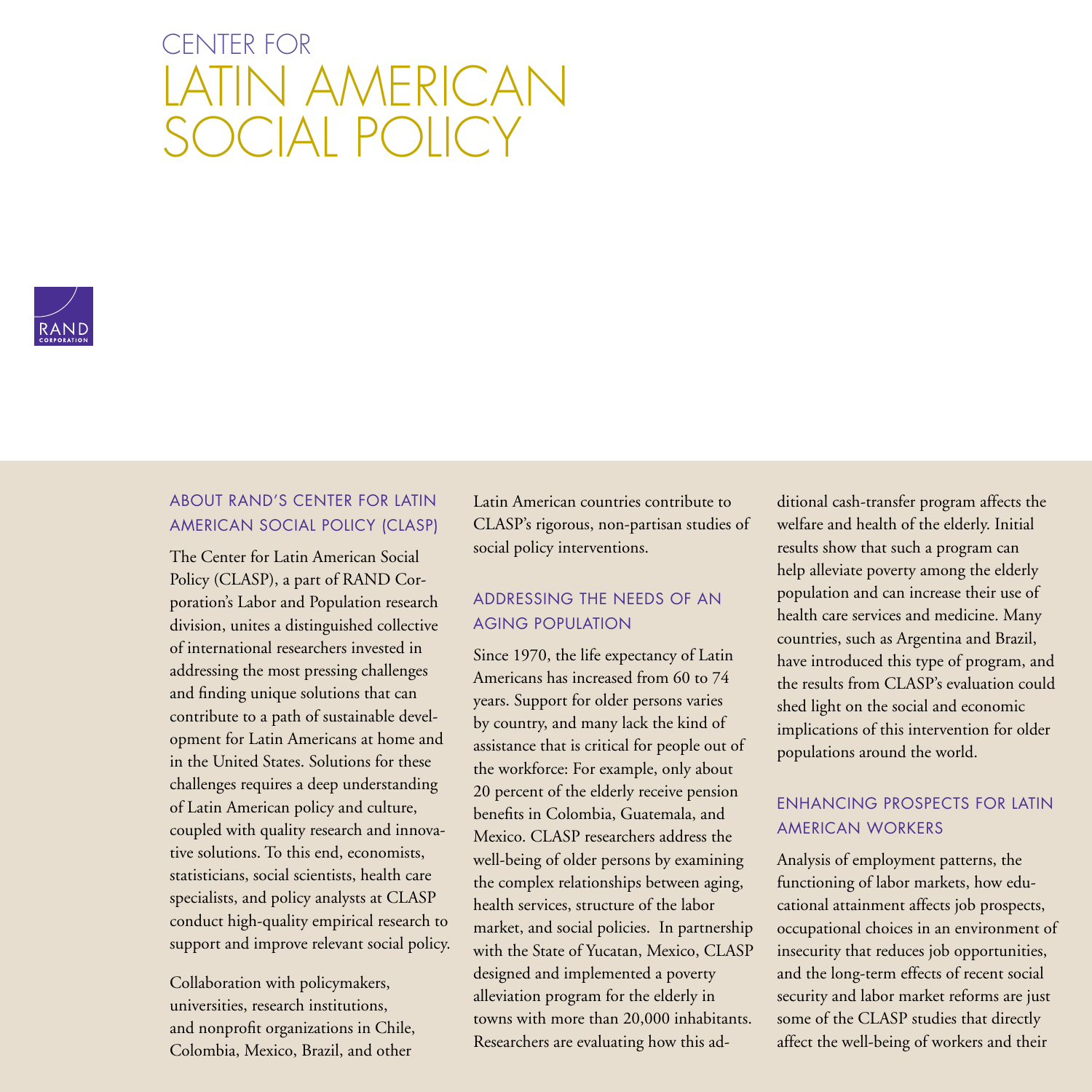# CENTER FOR LATIN AMERICAN SOCIAL POLICY

RAND CORPORATION

## ABOUT RAND'S CENTER FOR LATIN AMERICAN SOCIAL POLICY (CLASP)

The Center for Latin American Social Policy (CLASP), a part of RAND Corporation's Labor and Population research division, unites a distinguished collective of international researchers invested in addressing the most pressing challenges and finding unique solutions that can contribute to a path of sustainable development for Latin Americans at home and in the United States. Solutions for these challenges requires a deep understanding of Latin American policy and culture, coupled with quality research and innovative solutions. To this end, economists, statisticians, social scientists, health care specialists, and policy analysts at CLASP conduct high-quality empirical research to support and improve relevant social policy.

Collaboration with policymakers, universities, research institutions, and nonprofit organizations in Chile, Colombia, Mexico, Brazil, and other Latin American countries contribute to CLASP's rigorous, non-partisan studies of social policy interventions.

## ADDRESSING THE NEEDS OF AN AGING POPULATION

Since 1970, the life expectancy of Latin Americans has increased from 60 to 74 years. Support for older persons varies by country, and many lack the kind of assistance that is critical for people out of the workforce: For example, only about 20 percent of the elderly receive pension benefits in Colombia, Guatemala, and Mexico. CLASP researchers address the well-being of older persons by examining the complex relationships between aging, health services, structure of the labor market, and social policies. In partnership with the State of Yucatan, Mexico, CLASP designed and implemented a poverty alleviation program for the elderly in towns with more than 20,000 inhabitants. Researchers are evaluating how this additional cash-transfer program affects the welfare and health of the elderly. Initial results show that such a program can help alleviate poverty among the elderly population and can increase their use of health care services and medicine. Many countries, such as Argentina and Brazil, have introduced this type of program, and the results from CLASP's evaluation could shed light on the social and economic implications of this intervention for older populations around the world.

## ENHANCING PROSPECTS FOR LATIN AMERICAN WORKERS

Analysis of employment patterns, the functioning of labor markets, how educational attainment affects job prospects, occupational choices in an environment of insecurity that reduces job opportunities, and the long-term effects of recent social security and labor market reforms are just some of the CLASP studies that directly affect the well-being of workers and their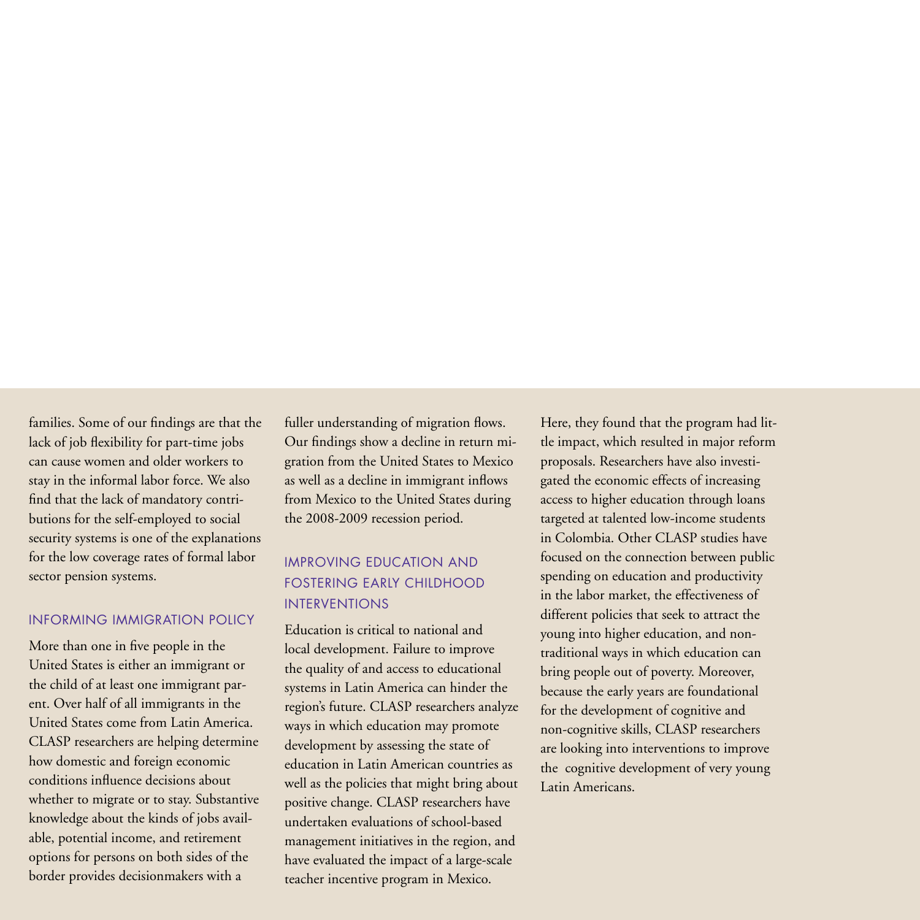families. Some of our findings are that the lack of job flexibility for part-time jobs can cause women and older workers to stay in the informal labor force. We also find that the lack of mandatory contributions for the self-employed to social security systems is one of the explanations for the low coverage rates of formal labor sector pension systems.

## INFORMING IMMIGRATION POLICY

More than one in five people in the United States is either an immigrant or the child of at least one immigrant parent. Over half of all immigrants in the United States come from Latin America. CLASP researchers are helping determine how domestic and foreign economic conditions influence decisions about whether to migrate or to stay. Substantive knowledge about the kinds of jobs available, potential income, and retirement options for persons on both sides of the border provides decisionmakers with a fuller understanding of migration flows. Our findings show a decline in return migration from the United States to Mexico as well as a decline in immigrant inflows from Mexico to the United States during the 2008-2009 recession period.

## IMPROVING EDUCATION AND FOSTERING EARLY CHILDHOOD INTERVENTIONS

Education is critical to national and local development. Failure to improve the quality of and access to educational systems in Latin America can hinder the region's future. CLASP researchers analyze ways in which education may promote development by assessing the state of education in Latin American countries as well as the policies that might bring about positive change. CLASP researchers have undertaken evaluations of school-based management initiatives in the region, and have evaluated the impact of a large-scale teacher incentive program in Mexico. Here, they found that the program had little impact, which resulted in major reform proposals. Researchers have also investigated the economic effects of increasing access to higher education through loans targeted at talented low-income students in Colombia. Other CLASP studies have focused on the connection between public spending on education and productivity in the labor market, the effectiveness of different policies that seek to attract the young into higher education, and non-traditional ways in which education can bring people out of poverty. Moreover, because the early years are foundational for the development of cognitive and non-cognitive skills, CLASP researchers are looking into interventions to improve the cognitive development of very young Latin Americans.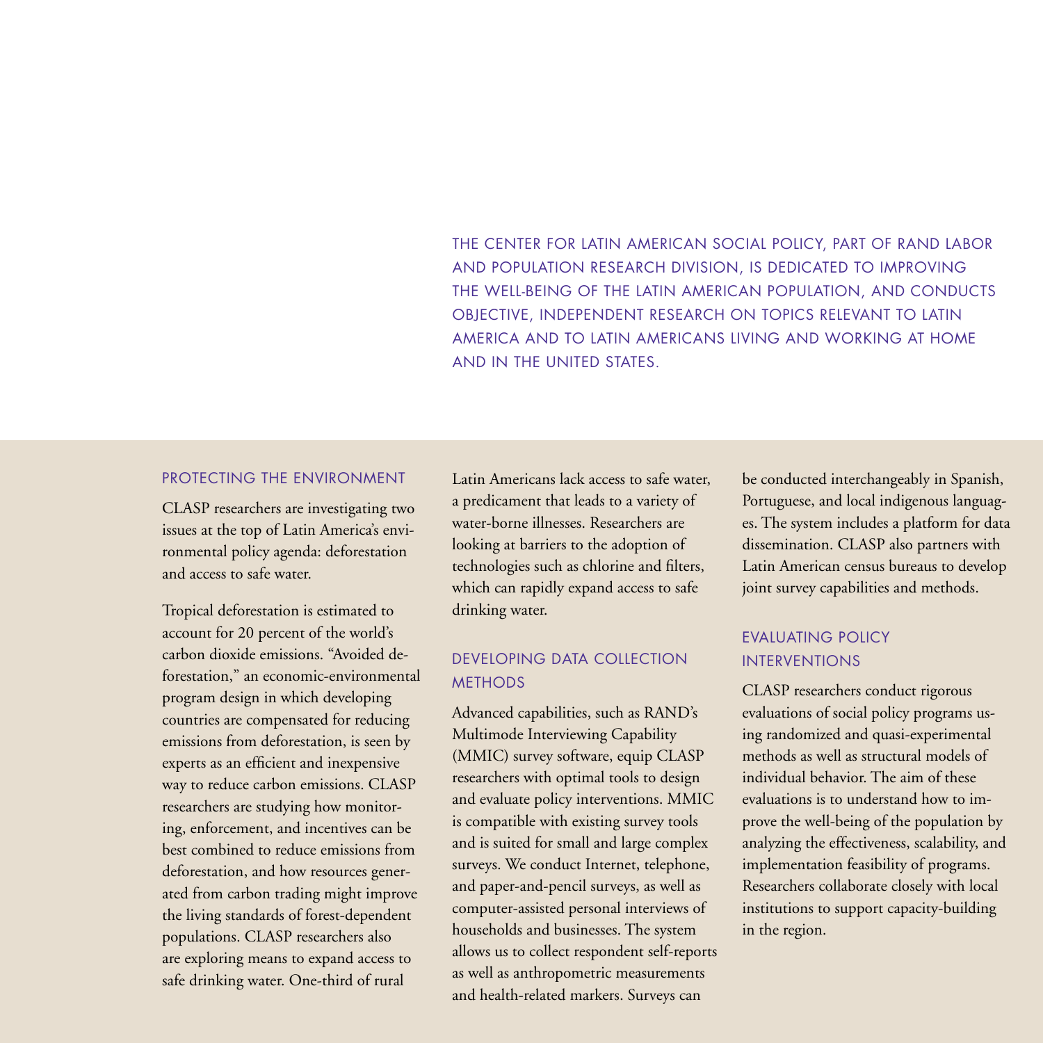THE CENTER FOR LATIN AMERICAN SOCIAL POLICY, PART OF RAND LABOR AND POPULATION RESEARCH DIVISION, IS DEDICATED TO IMPROVING THE WELL-BEING OF THE LATIN AMERICAN POPULATION, AND CONDUCTS OBJECTIVE, INDEPENDENT RESEARCH ON TOPICS RELEVANT TO LATIN AMERICA AND TO LATIN AMERICANS LIVING AND WORKING AT HOME AND IN THE UNITED STATES.

## PROTECTING THE ENVIRONMENT

CLASP researchers are investigating two issues at the top of Latin America's environmental policy agenda: deforestation and access to safe water.

Tropical deforestation is estimated to account for 20 percent of the world's carbon dioxide emissions. "Avoided deforestation," an economic-environmental program design in which developing countries are compensated for reducing emissions from deforestation, is seen by experts as an efficient and inexpensive way to reduce carbon emissions. CLASP researchers are studying how monitoring, enforcement, and incentives can be best combined to reduce emissions from deforestation, and how resources generated from carbon trading might improve the living standards of forest-dependent populations. CLASP researchers also are exploring means to expand access to safe drinking water. One-third of rural Latin Americans lack access to safe water, a predicament that leads to a variety of water-borne illnesses. Researchers are looking at barriers to the adoption of technologies such as chlorine and filters, which can rapidly expand access to safe drinking water.

## DEVELOPING DATA COLLECTION METHODS

Advanced capabilities, such as RAND's Multimode Interviewing Capability (MMIC) survey software, equip CLASP researchers with optimal tools to design and evaluate policy interventions. MMIC is compatible with existing survey tools and is suited for small and large complex surveys. We conduct Internet, telephone, and paper-and-pencil surveys, as well as computer-assisted personal interviews of households and businesses. The system allows us to collect respondent self-reports as well as anthropometric measurements and health-related markers. Surveys can be conducted interchangeably in Spanish, Portuguese, and local indigenous languages. The system includes a platform for data dissemination. CLASP also partners with Latin American census bureaus to develop joint survey capabilities and methods.

## EVALUATING POLICY INTERVENTIONS

CLASP researchers conduct rigorous evaluations of social policy programs using randomized and quasi-experimental methods as well as structural models of individual behavior. The aim of these evaluations is to understand how to improve the well-being of the population by analyzing the effectiveness, scalability, and implementation feasibility of programs. Researchers collaborate closely with local institutions to support capacity-building in the region.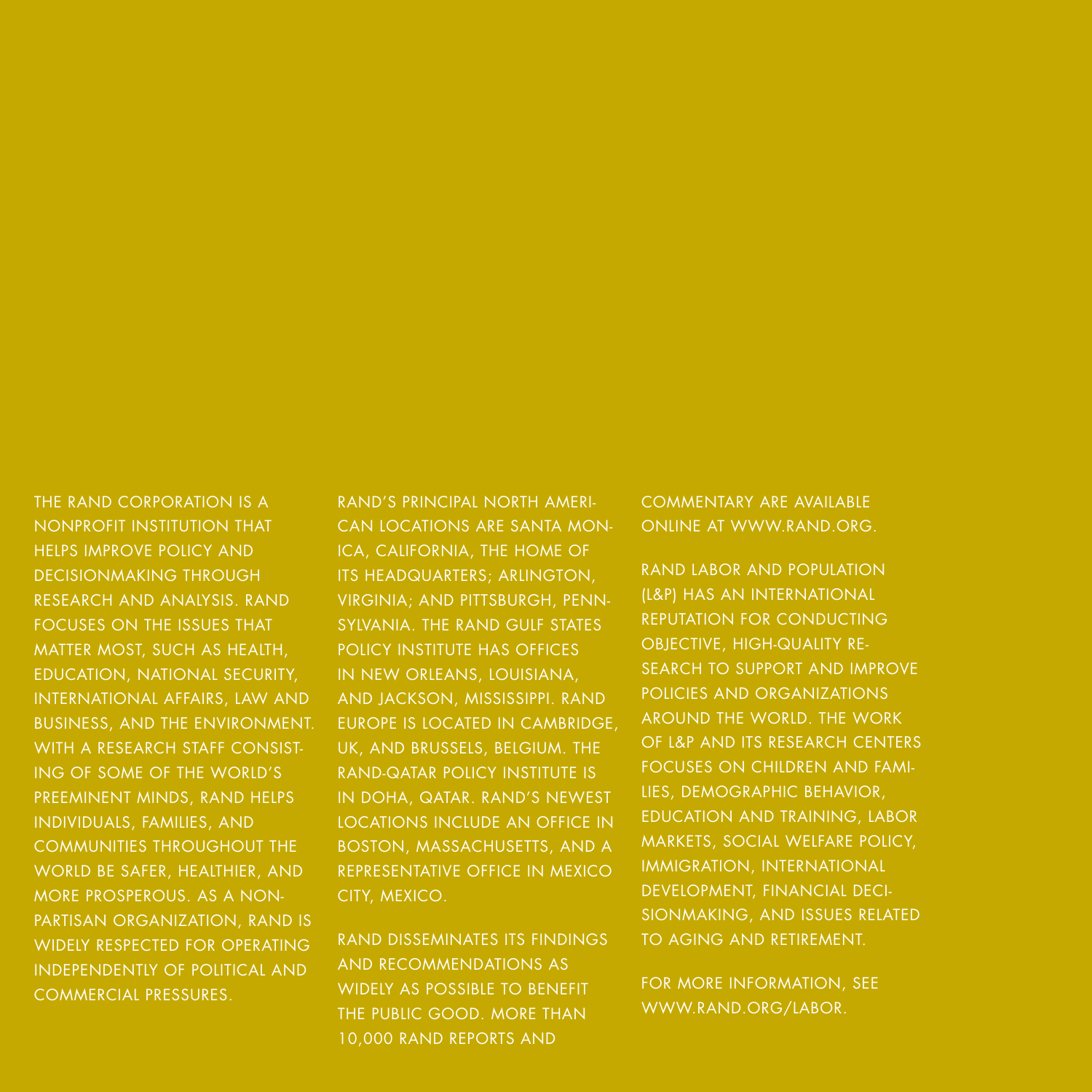THE RAND CORPORATION IS A NONPROFIT INSTITUTION THAT HELPS IMPROVE POLICY AND DECISIONMAKING THROUGH RESEARCH AND ANALYSIS. RAND FOCUSES ON THE ISSUES THAT MATTER MOST, SUCH AS HEALTH, EDUCATION, NATIONAL SECURITY, INTERNATIONAL AFFAIRS, LAW AND BUSINESS, AND THE ENVIRONMENT. WITH A RESEARCH STAFF CONSISTING OF SOME OF THE WORLD'S PREEMINENT MINDS, RAND HELPS INDIVIDUALS, FAMILIES, AND COMMUNITIES THROUGHOUT THE WORLD BE SAFER, HEALTHIER, AND MORE PROSPEROUS. AS A NONPARTISAN ORGANIZATION, RAND IS WIDELY RESPECTED FOR OPERATING INDEPENDENTLY OF POLITICAL AND COMMERCIAL PRESSURES.

RAND'S PRINCIPAL NORTH AMERICAN LOCATIONS ARE SANTA MONICA, CALIFORNIA, THE HOME OF ITS HEADQUARTERS; ARLINGTON, VIRGINIA; AND PITTSBURGH, PENNSYLVANIA. THE RAND GULF STATES POLICY INSTITUTE HAS OFFICES IN NEW ORLEANS, LOUISIANA, AND JACKSON, MISSISSIPPI. RAND EUROPE IS LOCATED IN CAMBRIDGE, UK, AND BRUSSELS, BELGIUM. THE RAND-QATAR POLICY INSTITUTE IS IN DOHA, QATAR. RAND'S NEWEST LOCATIONS INCLUDE AN OFFICE IN BOSTON, MASSACHUSETTS, AND A REPRESENTATIVE OFFICE IN MEXICO CITY, MEXICO.

RAND DISSEMINATES ITS FINDINGS AND RECOMMENDATIONS AS WIDELY AS POSSIBLE TO BENEFIT THE PUBLIC GOOD. MORE THAN 10,000 RAND REPORTS AND COMMENTARY ARE AVAILABLE ONLINE AT WWW.RAND.ORG.

RAND LABOR AND POPULATION (L&P) HAS AN INTERNATIONAL REPUTATION FOR CONDUCTING OBJECTIVE, HIGH-QUALITY RESEARCH TO SUPPORT AND IMPROVE POLICIES AND ORGANIZATIONS AROUND THE WORLD. THE WORK OF L&P AND ITS RESEARCH CENTERS FOCUSES ON CHILDREN AND FAMILIES, DEMOGRAPHIC BEHAVIOR, EDUCATION AND TRAINING, LABOR MARKETS, SOCIAL WELFARE POLICY, IMMIGRATION, INTERNATIONAL DEVELOPMENT, FINANCIAL DECISIONMAKING, AND ISSUES RELATED TO AGING AND RETIREMENT.

FOR MORE INFORMATION, SEE WWW.RAND.ORG/LABOR.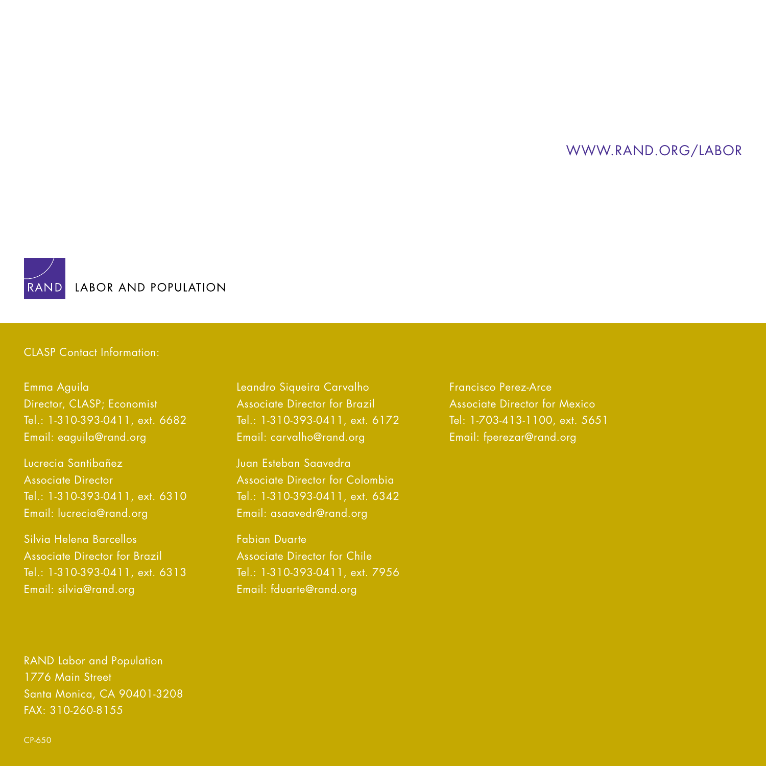WWW.RAND.ORG/LABOR

RAND LABOR AND POPULATION

CLASP Contact Information:

Emma Aguila
Director, CLASP; Economist
Tel.: 1-310-393-0411, ext. 6682
Email: eaguila@rand.org

Lucrecia Santibañez
Associate Director
Tel.: 1-310-393-0411, ext. 6310
Email: lucrecia@rand.org

Silvia Helena Barcellos
Associate Director for Brazil
Tel.: 1-310-393-0411, ext. 6313
Email: silvia@rand.org

Leandro Siqueira Carvalho
Associate Director for Brazil
Tel.: 1-310-393-0411, ext. 6172
Email: carvalho@rand.org

Juan Esteban Saavedra
Associate Director for Colombia
Tel.: 1-310-393-0411, ext. 6342
Email: asaavedr@rand.org

Fabian Duarte
Associate Director for Chile
Tel.: 1-310-393-0411, ext. 7956
Email: fduarte@rand.org

Francisco Perez-Arce
Associate Director for Mexico
Tel: 1-703-413-1100, ext. 5651
Email: fperezar@rand.org

RAND Labor and Population
1776 Main Street
Santa Monica, CA 90401-3208
FAX: 310-260-8155

CP-650